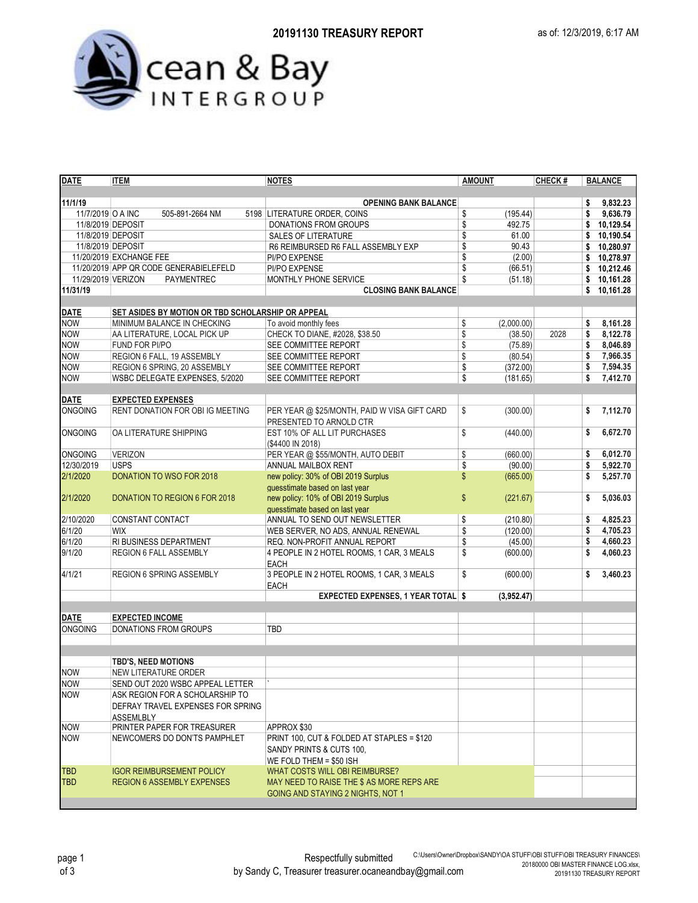# 20191130 TREASURY REPORT

as of: 12/3/2019, 6:17 AM

Ocean & Bay INTERGROUP

| DATE | ITEM | NOTES | AMOUNT | CHECK # | BALANCE |
|---|---|---|---|---|---|
| 11/1/19 | | OPENING BANK BALANCE | | | $ 9,832.23 |
| 11/7/2019 | O A INC 505-891-2664 NM 5198 | LITERATURE ORDER, COINS | $ (195.44) | | $ 9,636.79 |
| 11/8/2019 | DEPOSIT | DONATIONS FROM GROUPS | $ 492.75 | | $ 10,129.54 |
| 11/8/2019 | DEPOSIT | SALES OF LITERATURE | $ 61.00 | | $ 10,190.54 |
| 11/8/2019 | DEPOSIT | R6 REIMBURSED R6 FALL ASSEMBLY EXP | $ 90.43 | | $ 10,280.97 |
| 11/20/2019 | EXCHANGE FEE | PI/PO EXPENSE | $ (2.00) | | $ 10,278.97 |
| 11/20/2019 | APP QR CODE GENERABIELEFELD | PI/PO EXPENSE | $ (66.51) | | $ 10,212.46 |
| 11/29/2019 | VERIZON PAYMENTREC | MONTHLY PHONE SERVICE | $ (51.18) | | $ 10,161.28 |
| 11/31/19 | | CLOSING BANK BALANCE | | | $ 10,161.28 |
| | | | | | |
| **DATE** | **SET ASIDES BY MOTION OR TBD SCHOLARSHIP OR APPEAL** | | | | |
| NOW | MINIMUM BALANCE IN CHECKING | To avoid monthly fees | $ (2,000.00) | | $ 8,161.28 |
| NOW | AA LITERATURE, LOCAL PICK UP | CHECK TO DIANE, #2028, $38.50 | $ (38.50) | 2028 | $ 8,122.78 |
| NOW | FUND FOR PI/PO | SEE COMMITTEE REPORT | $ (75.89) | | $ 8,046.89 |
| NOW | REGION 6 FALL, 19 ASSEMBLY | SEE COMMITTEE REPORT | $ (80.54) | | $ 7,966.35 |
| NOW | REGION 6 SPRING, 20 ASSEMBLY | SEE COMMITTEE REPORT | $ (372.00) | | $ 7,594.35 |
| NOW | WSBC DELEGATE EXPENSES, 5/2020 | SEE COMMITTEE REPORT | $ (181.65) | | $ 7,412.70 |
| | | | | | |
| **DATE** | **EXPECTED EXPENSES** | | | | |
| ONGOING | RENT DONATION FOR OBI IG MEETING | PER YEAR @ $25/MONTH, PAID W VISA GIFT CARD PRESENTED TO ARNOLD CTR | $ (300.00) | | $ 7,112.70 |
| ONGOING | OA LITERATURE SHIPPING | EST 10% OF ALL LIT PURCHASES ($4400 IN 2018) | $ (440.00) | | $ 6,672.70 |
| ONGOING | VERIZON | PER YEAR @ $55/MONTH, AUTO DEBIT | $ (660.00) | | $ 6,012.70 |
| 12/30/2019 | USPS | ANNUAL MAILBOX RENT | $ (90.00) | | $ 5,922.70 |
| 2/1/2020 | DONATION TO WSO FOR 2018 | new policy: 30% of OBI 2019 Surplus guesstimate based on last year | $ (665.00) | | $ 5,257.70 |
| 2/1/2020 | DONATION TO REGION 6 FOR 2018 | new policy: 10% of OBI 2019 Surplus guesstimate based on last year | $ (221.67) | | $ 5,036.03 |
| 2/10/2020 | CONSTANT CONTACT | ANNUAL TO SEND OUT NEWSLETTER | $ (210.80) | | $ 4,825.23 |
| 6/1/20 | WIX | WEB SERVER, NO ADS, ANNUAL RENEWAL | $ (120.00) | | $ 4,705.23 |
| 6/1/20 | RI BUSINESS DEPARTMENT | REQ. NON-PROFIT ANNUAL REPORT | $ (45.00) | | $ 4,660.23 |
| 9/1/20 | REGION 6 FALL ASSEMBLY | 4 PEOPLE IN 2 HOTEL ROOMS, 1 CAR, 3 MEALS EACH | $ (600.00) | | $ 4,060.23 |
| 4/1/21 | REGION 6 SPRING ASSEMBLY | 3 PEOPLE IN 2 HOTEL ROOMS, 1 CAR, 3 MEALS EACH | $ (600.00) | | $ 3,460.23 |
| | | EXPECTED EXPENSES, 1 YEAR TOTAL | $ (3,952.47) | | |
| | | | | | |
| **DATE** | **EXPECTED INCOME** | | | | |
| ONGOING | DONATIONS FROM GROUPS | TBD | | | |
| | | | | | |
| | **TBD'S, NEED MOTIONS** | | | | |
| NOW | NEW LITERATURE ORDER | | | | |
| NOW | SEND OUT 2020 WSBC APPEAL LETTER | ` | | | |
| NOW | ASK REGION FOR A SCHOLARSHIP TO DEFRAY TRAVEL EXPENSES FOR SPRING ASSEMLBLY | | | | |
| NOW | PRINTER PAPER FOR TREASURER | APPROX $30 | | | |
| NOW | NEWCOMERS DO DON'TS PAMPHLET | PRINT 100, CUT & FOLDED AT STAPLES = $120 SANDY PRINTS & CUTS 100, WE FOLD THEM = $50 ISH | | | |
| TBD | IGOR REIMBURSEMENT POLICY | WHAT COSTS WILL OBI REIMBURSE? | | | |
| TBD | REGION 6 ASSEMBLY EXPENSES | MAY NEED TO RAISE THE $ AS MORE REPS ARE GOING AND STAYING 2 NIGHTS, NOT 1 | | | |

Respectfully submitted
by Sandy C, Treasurer treasurer.ocaneandbay@gmail.com

C:\Users\Owner\Dropbox\SANDY\OA STUFF\OBI STUFF\OBI TREASURY FINANCES\20180000 OBI MASTER FINANCE LOG.xlsx, 20191130 TREASURY REPORT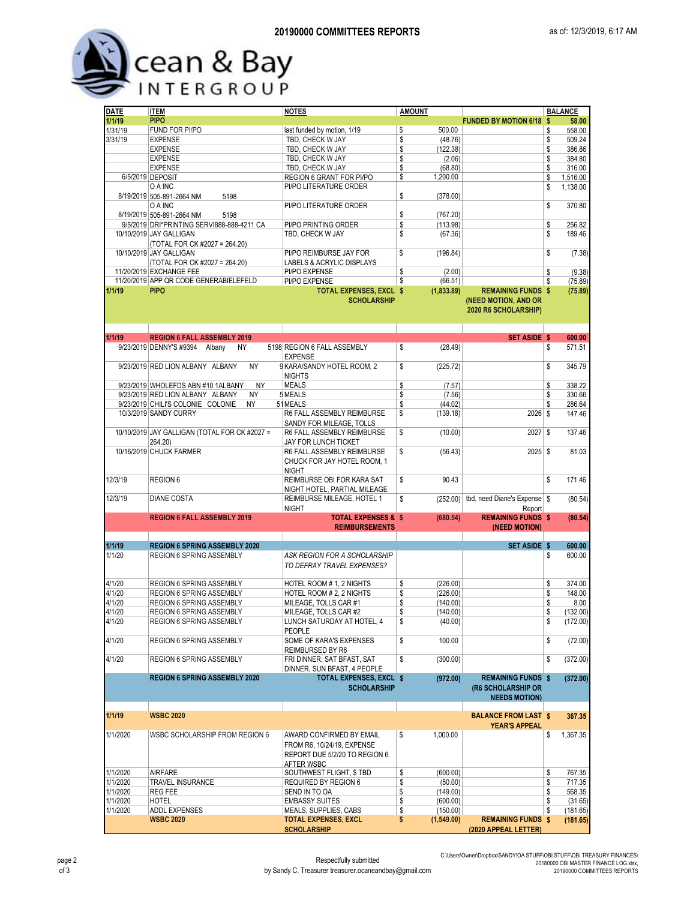# 20190000 COMMITTEES REPORTS

as of: 12/3/2019, 6:17 AM

Ocean & Bay INTERGROUP

| DATE | ITEM | NOTES | AMOUNT | | BALANCE |
|---|---|---|---|---|---|
| 1/1/19 | PIPO | | | FUNDED BY MOTION 6/18 | $ 58.00 |
| 1/31/19 | FUND FOR PI/PO | last funded by motion, 1/19 | $ 500.00 | | $ 558.00 |
| 3/31/19 | EXPENSE | TBD, CHECK W JAY | $ (48.76) | | $ 509.24 |
| | EXPENSE | TBD, CHECK W JAY | $ (122.38) | | $ 386.86 |
| | EXPENSE | TBD, CHECK W JAY | $ (2.06) | | $ 384.80 |
| | EXPENSE | TBD, CHECK W JAY | $ (68.80) | | $ 316.00 |
| 6/5/2019 | DEPOSIT | REGION 6 GRANT FOR PI/PO | $ 1,200.00 | | $ 1,516.00 |
| 8/19/2019 | O A INC 505-891-2664 NM 5198 | PI/PO LITERATURE ORDER | $ (378.00) | | $ 1,138.00 |
| 8/19/2019 | O A INC 505-891-2664 NM 5198 | PI/PO LITERATURE ORDER | $ (767.20) | | $ 370.80 |
| 9/5/2019 | DRI*PRINTING SERVI888-888-4211 CA | PI/PO PRINTING ORDER | $ (113.98) | | $ 256.82 |
| 10/10/2019 | JAY GALLIGAN (TOTAL FOR CK #2027 = 264.20) | TBD, CHECK W JAY | $ (67.36) | | $ 189.46 |
| 10/10/2019 | JAY GALLIGAN (TOTAL FOR CK #2027 = 264.20) | PI/PO REIMBURSE JAY FOR LABELS & ACRYLIC DISPLAYS | $ (196.84) | | $ (7.38) |
| 11/20/2019 | EXCHANGE FEE | PI/PO EXPENSE | $ (2.00) | | $ (9.38) |
| 11/20/2019 | APP QR CODE GENERABIELEFELD | PI/PO EXPENSE | $ (66.51) | | $ (75.89) |
| 1/1/19 | PIPO | TOTAL EXPENSES, EXCL SCHOLARSHIP | $ (1,833.89) | REMAINING FUNDS (NEED MOTION, AND OR 2020 R6 SCHOLARSHIP) | $ (75.89) |
| | | | | | |
| 1/1/19 | REGION 6 FALL ASSEMBLY 2019 | | | SET ASIDE | $ 600.00 |
| 9/23/2019 | DENNY'S #9394 Albany NY 5198 | REGION 6 FALL ASSEMBLY EXPENSE | $ (28.49) | | $ 571.51 |
| 9/23/2019 | RED LION ALBANY ALBANY NY 9 | KARA/SANDY HOTEL ROOM, 2 NIGHTS | $ (225.72) | | $ 345.79 |
| 9/23/2019 | WHOLEFDS ABN #10 1ALBANY NY | MEALS | $ (7.57) | | $ 338.22 |
| 9/23/2019 | RED LION ALBANY ALBANY NY 5 | MEALS | $ (7.56) | | $ 330.66 |
| 9/23/2019 | CHILI'S COLONIE COLONIE NY 51 | MEALS | $ (44.02) | | $ 286.64 |
| 10/3/2019 | SANDY CURRY | R6 FALL ASSEMBLY REIMBURSE SANDY FOR MILEAGE, TOLLS | $ (139.18) | 2026 | $ 147.46 |
| 10/10/2019 | JAY GALLIGAN (TOTAL FOR CK #2027 = 264.20) | R6 FALL ASSEMBLY REIMBURSE JAY FOR LUNCH TICKET | $ (10.00) | 2027 | $ 137.46 |
| 10/16/2019 | CHUCK FARMER | R6 FALL ASSEMBLY REIMBURSE CHUCK FOR JAY HOTEL ROOM, 1 NIGHT | $ (56.43) | 2025 | $ 81.03 |
| 12/3/19 | REGION 6 | REIMBURSE OBI FOR KARA SAT NIGHT HOTEL, PARTIAL MILEAGE | $ 90.43 | | $ 171.46 |
| 12/3/19 | DIANE COSTA | REIMBURSE MILEAGE, HOTEL 1 NIGHT | $ (252.00) | tbd, need Diane's Expense Report | $ (80.54) |
| | REGION 6 FALL ASSEMBLY 2019 | TOTAL EXPENSES & REIMBURSEMENTS | $ (680.54) | REMAINING FUNDS (NEED MOTION) | $ (80.54) |
| | | | | | |
| 1/1/19 | REGION 6 SPRING ASSEMBLY 2020 | | | SET ASIDE | $ 600.00 |
| 1/1/20 | REGION 6 SPRING ASSEMBLY | *ASK REGION FOR A SCHOLARSHIP TO DEFRAY TRAVEL EXPENSES?* | | | $ 600.00 |
| 4/1/20 | REGION 6 SPRING ASSEMBLY | HOTEL ROOM # 1, 2 NIGHTS | $ (226.00) | | $ 374.00 |
| 4/1/20 | REGION 6 SPRING ASSEMBLY | HOTEL ROOM # 2, 2 NIGHTS | $ (226.00) | | $ 148.00 |
| 4/1/20 | REGION 6 SPRING ASSEMBLY | MILEAGE, TOLLS CAR #1 | $ (140.00) | | $ 8.00 |
| 4/1/20 | REGION 6 SPRING ASSEMBLY | MILEAGE, TOLLS CAR #2 | $ (140.00) | | $ (132.00) |
| 4/1/20 | REGION 6 SPRING ASSEMBLY | LUNCH SATURDAY AT HOTEL, 4 PEOPLE | $ (40.00) | | $ (172.00) |
| 4/1/20 | REGION 6 SPRING ASSEMBLY | SOME OF KARA'S EXPENSES REIMBURSED BY R6 | $ 100.00 | | $ (72.00) |
| 4/1/20 | REGION 6 SPRING ASSEMBLY | FRI DINNER, SAT BFAST, SAT DINNER, SUN BFAST, 4 PEOPLE | $ (300.00) | | $ (372.00) |
| | REGION 6 SPRING ASSEMBLY 2020 | TOTAL EXPENSES, EXCL SCHOLARSHIP | $ (972.00) | REMAINING FUNDS (R6 SCHOLARSHIP OR NEEDS MOTION) | $ (372.00) |
| | | | | | |
| 1/1/19 | WSBC 2020 | | | BALANCE FROM LAST YEAR'S APPEAL | $ 367.35 |
| 1/1/2020 | WSBC SCHOLARSHIP FROM REGION 6 | AWARD CONFIRMED BY EMAIL FROM R6, 10/24/19, EXPENSE REPORT DUE 5/2/20 TO REGION 6 AFTER WSBC | $ 1,000.00 | | $ 1,367.35 |
| 1/1/2020 | AIRFARE | SOUTHWEST FLIGHT, $ TBD | $ (600.00) | | $ 767.35 |
| 1/1/2020 | TRAVEL INSURANCE | REQUIRED BY REGION 6 | $ (50.00) | | $ 717.35 |
| 1/1/2020 | REG FEE | SEND IN TO OA | $ (149.00) | | $ 568.35 |
| 1/1/2020 | HOTEL | EMBASSY SUITES | $ (600.00) | | $ (31.65) |
| 1/1/2020 | ADDL EXPENSES | MEALS, SUPPLIES, CABS | $ (150.00) | | $ (181.65) |
| | WSBC 2020 | TOTAL EXPENSES, EXCL SCHOLARSHIP | $ (1,549.00) | REMAINING FUNDS (2020 APPEAL LETTER) | $ (181.65) |

Respectfully submitted
by Sandy C, Treasurer treasurer.ocaneandbay@gmail.com

C:\Users\Owner\Dropbox\SANDY\OA STUFF\OBI STUFF\OBI TREASURY FINANCES\ 20180000 OBI MASTER FINANCE LOG.xlsx, 20190000 COMMITTEES REPORTS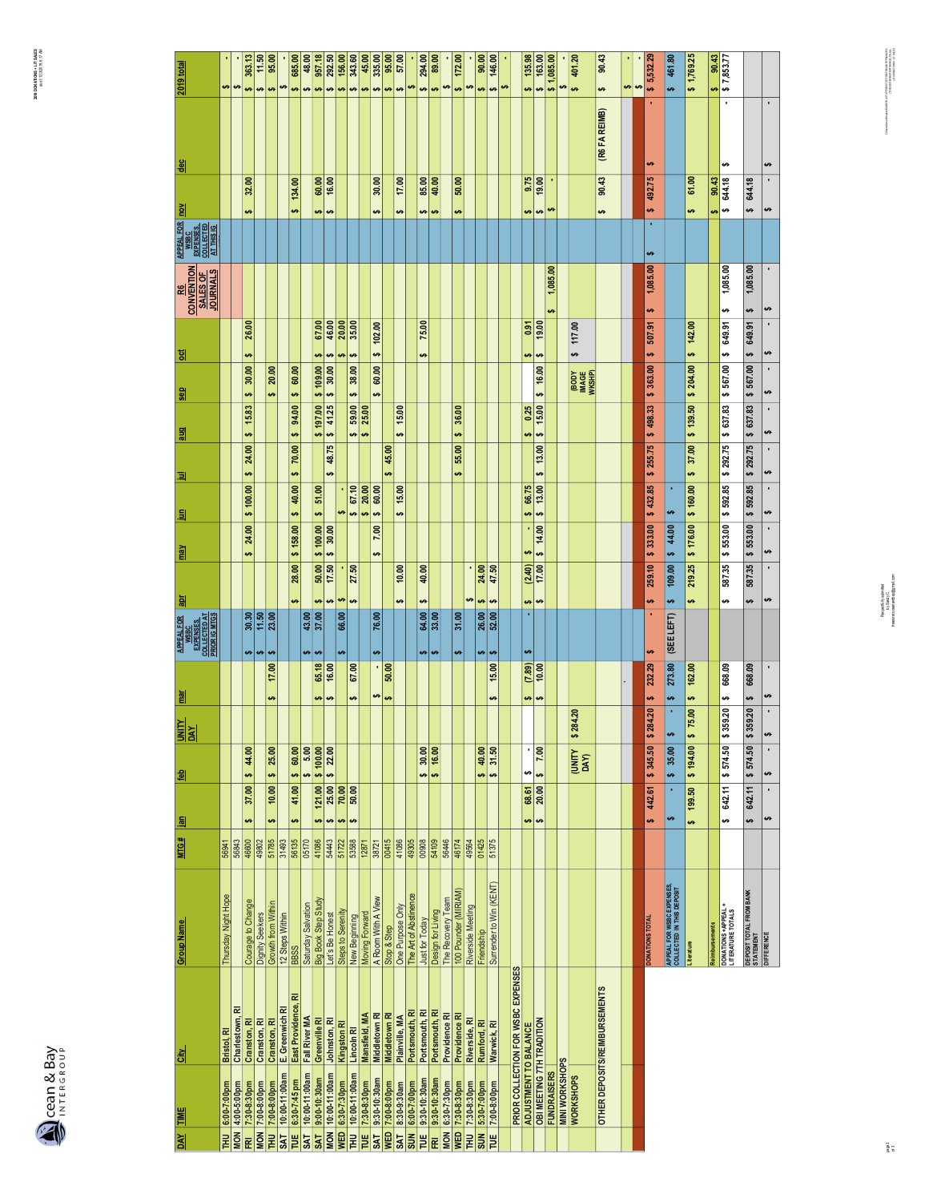# Ocean & Bay Intergroup

| DAY | TIME | City | Group Name | MTG # | jan | feb | UNITY DAY | mar | APPEAL FOR WSBC EXPENSES COLLECTED AT PRIOR IG MTGS | apr | may | jun | jul | aug | sep | oct | R6 CONVENTION SALES OF JOURNALS | APPEAL FOR WSBC EXPENSES COLLECTED AT THIS IG | nov | dec | 2019 total |
|---|---|---|---|---|---|---|---|---|---|---|---|---|---|---|---|---|---|---|---|---|---|
| THU | 6:00-7:00pm | Bristol, RI | Thursday Night Hope | 56941 | | | | | | | | | | | | | | | | | $ - |
| MON | 4:00-5:00pm | Charlestown, RI | | 56943 | | | | | | | | | | | | | | | | | $ - |
| FRI | 7:30-8:30pm | Cranston, RI | Courage to Change | 46600 | $ 37.00 | $ 44.00 | | | $ 30.30 | | $ 24.00 | $ 100.00 | $ 24.00 | $ 15.83 | $ 30.00 | $ 26.00 | | | $ 32.00 | | $ 363.13 |
| MON | 7:00-8:00pm | Cranston, RI | Dignity Seekers | 49802 | | | | | $ 11.50 | | | | | | | | | | | | $ 11.50 |
| THU | 7:00-8:00pm | Cranston, RI | Growth from Within | 51785 | $ 10.00 | $ 25.00 | | $ 17.00 | $ 23.00 | | | | | | $ 20.00 | | | | | | $ 95.00 |
| SAT | 10:00-11:00am | E. Greenwich RI | 12 Steps Within | 31493 | | | | | | | | | | | | | | | | | $ - |
| TUE | 6:30-7:45 pm | East Providence, RI | BBSS | 56135 | $ 41.00 | $ 60.00 | | | | $ 28.00 | $ 158.00 | $ 40.00 | $ 70.00 | $ 94.00 | $ 60.00 | | | | $ 134.00 | | $ 685.00 |
| SAT | 10:00-11:00am | Fall River MA | Saturday Salvation | 05170 | | $ 5.00 | | | $ 43.00 | | | | | | | | | | | | $ 48.00 |
| SAT | 9:00-10:30am | Greenville RI | Big Book Step Study | 41086 | $ 121.00 | $ 100.00 | | $ 65.18 | $ 37.00 | $ 50.00 | $ 100.00 | $ 51.00 | | $ 197.00 | $ 109.00 | $ 67.00 | | | $ 60.00 | | $ 957.18 |
| MON | 10:00-11:00am | Johnston, RI | Let's Be Honest | 54443 | $ 25.00 | $ 22.00 | | $ 16.00 | | $ 17.50 | $ 30.00 | | $ 48.75 | $ 41.25 | $ 30.00 | $ 46.00 | | | $ 16.00 | | $ 292.50 |
| WED | 6:30-7:30pm | Kingston RI | Steps to Serenity | 51722 | $ 70.00 | | | | $ 66.00 | $ - | | $ - | | | | $ 20.00 | | | | | $ 156.00 |
| THU | 10:00-11:00am | Lincoln RI | New Beginning | 53588 | $ 50.00 | | | $ 67.00 | | $ 27.50 | | $ 67.10 | | $ 59.00 | $ 38.00 | $ 35.00 | | | | | $ 343.60 |
| TUE | 7:30-8:30pm | Mansfield, MA | Moving Forward | 12871 | | | | | | | | $ 20.00 | | $ 25.00 | | | | | | | $ 45.00 |
| SAT | 9:30-10:30am | Middletown RI | A Room With A View | 38721 | | | | $ - | $ 76.00 | | $ 7.00 | $ 60.00 | | | $ 60.00 | $ 102.00 | | | $ 30.00 | | $ 335.00 |
| WED | 7:00-8:00pm | Middletown RI | Stop & Step | 00415 | | | | $ 50.00 | | | | | $ 45.00 | | | | | | | | $ 95.00 |
| SAT | 8:30-9:30am | Plainville, MA | One Purpose Only | 41086 | | | | | | $ 10.00 | | $ 15.00 | | $ 15.00 | | | | | $ 17.00 | | $ 57.00 |
| SUN | 6:00-7:00pm | Portsmouth, RI | The Art of Abstinence | 49305 | | | | | | | | | | | | | | | | | $ - |
| TUE | 9:30-10:30am | Portsmouth, RI | Just for Today | 00908 | | $ 30.00 | | | $ 64.00 | $ 40.00 | | | | | | $ 75.00 | | | $ 85.00 | | $ 294.00 |
| FRI | 9:30-10:30am | Portsmouth RI | Design for Living | 54109 | | $ 16.00 | | | $ 33.00 | | | | | | | | | | $ 40.00 | | $ 89.00 |
| MON | 6:30-7:30pm | Providence RI | The Recovery Team | 56446 | | | | | | | | | | | | | | | | | $ - |
| WED | 7:30-8:30pm | Providence RI | 100 Pounder (MIRIAM) | 46174 | | | | | $ 31.00 | | | | $ 55.00 | $ 36.00 | | | | | $ 50.00 | | $ 172.00 |
| THU | 7:30-8:30pm | Riverside, RI | Riverside Meeting | 49564 | | | | | | $ - | | | | | | | | | | | $ - |
| SUN | 5:30-7:00pm | Rumford, RI | Friendship | 01425 | | $ 40.00 | | | $ 26.00 | $ 24.00 | | | | | | | | | | | $ 90.00 |
| TUE | 7:00-8:00pm | Warwick, RI | Surrender to Win (KENT) | 51375 | | $ 31.50 | | $ 15.00 | $ 52.00 | $ 47.50 | | | | | | | | | | | $ 146.00 |
| | | | | | | | | | | | | | | | | | | | | | $ - |
| PRIOR COLLECTION FOR WSBC EXPENSES | | | | | | | | | | | | | | | | | | | | | |
| ADJUSTMENT TO BALANCE | | | | | $ 68.61 | $ - | | $ (7.89) | $ - | $ (2.40) | $ - | $ 66.75 | | $ 0.25 | | $ 0.91 | | | $ 9.75 | | $ 135.98 |
| OBI MEETING 7TH TRADITION | | | | | $ 20.00 | $ 7.00 | | $ 10.00 | | $ 17.00 | $ 14.00 | $ 13.00 | $ 13.00 | $ 15.00 | $ 16.00 | $ 19.00 | | | $ 19.00 | | $ 163.00 |
| FUNDRAISERS | | | | | | | | | | | | | | | | | $ 1,085.00 | | $ - | | $ 1,085.00 |
| MINI WORKSHOPS | | | | | | | | | | | | | | | | | | | | | $ - |
| WORKSHOPS | | | | | | (UNITY DAY) | $ 284.20 | | | | | | | | (BODY IMAGE WKSHP) | $ 117.00 | | | | | $ 401.20 |
| OTHER DEPOSITS/REIMBURSEMENTS | | | | | | | | | | | | | | | | | | | $ 90.43 | (R6 FA REIMB) | $ 90.43 |
| | | | | | | | | | | | | | | | | | | | | | $ - |
| DONATIONS TOTAL | | | | | $ 442.61 | $ 345.50 | $ 284.20 | $ 232.29 | $ - | $ 259.10 | $ 333.00 | $ 432.85 | $ 255.75 | $ 498.33 | $ 363.00 | $ 507.91 | $ 1,085.00 | $ - | $ 492.75 | $ - | $ 5,532.29 |
| APPEAL FOR WSBC EXPENSES, COLLECTED IN THIS DEPOSIT | | | | | $ - | $ 35.00 | $ - | $ 273.80 | (SEE LEFT) | $ 109.00 | $ 44.00 | $ - | | | | | | | | | $ 461.80 |
| Literature | | | | | $ 199.50 | $ 194.00 | $ 75.00 | $ 162.00 | | $ 219.25 | $ 176.00 | $ 160.00 | $ 37.00 | $ 139.50 | $ 204.00 | $ 142.00 | | | $ 61.00 | | $ 1,769.25 |
| Reimbursements | | | | | | | | | | | | | | | | | | | $ 90.43 | | $ 90.43 |
| DONATIONS + APPEAL + LITERATURE TOTALS | | | | | $ 642.11 | $ 574.50 | $ 359.20 | $ 668.09 | | $ 587.35 | $ 553.00 | $ 592.85 | $ 292.75 | $ 637.83 | $ 567.00 | $ 649.91 | $ 1,085.00 | | $ 644.18 | $ - | $ 7,853.77 |
| DEPOSIT TOTAL FROM BANK STATEMENT | | | | | $ 642.11 | $ 574.50 | $ 359.20 | $ 668.09 | | $ 587.35 | $ 553.00 | $ 592.85 | $ 292.75 | $ 637.83 | $ 567.00 | $ 649.91 | $ 1,085.00 | | $ 644.18 | | |
| DIFFERENCE | | | | | $ - | $ - | $ - | $ - | | $ - | $ - | $ - | $ - | $ - | $ - | $ - | $ - | | $ - | $ - | $ - |

Respectfully submitted